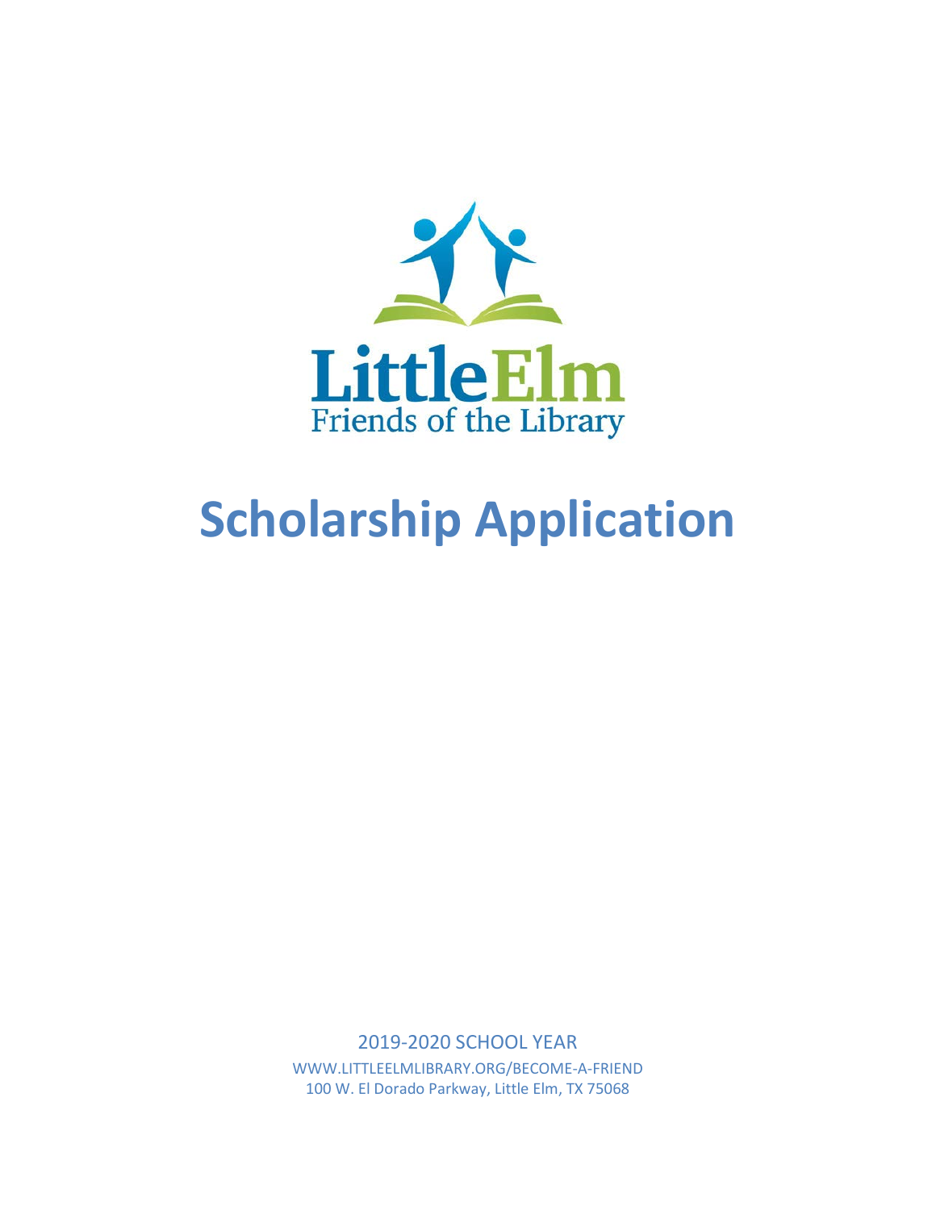LittleElm
Friends of the Library

# Scholarship Application

2019-2020 SCHOOL YEAR

WWW.LITTLEELMLIBRARY.ORG/BECOME-A-FRIEND

100 W. El Dorado Parkway, Little Elm, TX 75068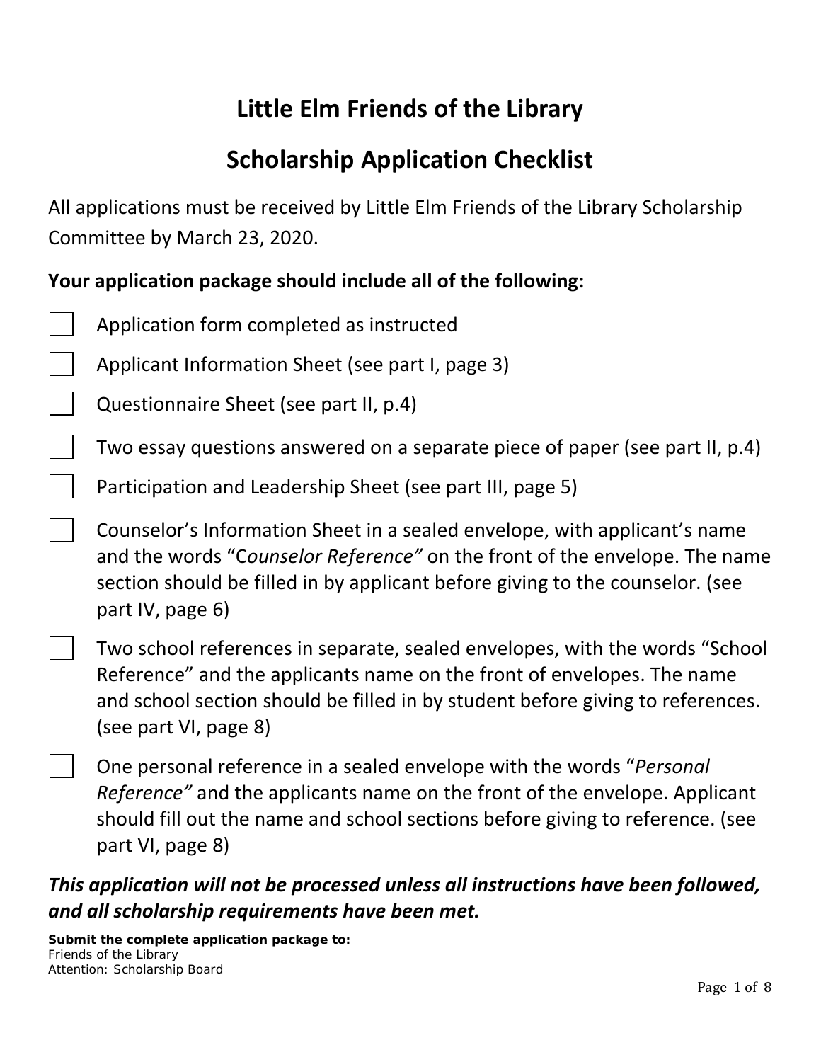# Little Elm Friends of the Library

# Scholarship Application Checklist

All applications must be received by Little Elm Friends of the Library Scholarship Committee by March 23, 2020.

**Your application package should include all of the following:**

- ☐ Application form completed as instructed
- ☐ Applicant Information Sheet (see part I, page 3)
- ☐ Questionnaire Sheet (see part II, p.4)
- ☐ Two essay questions answered on a separate piece of paper (see part II, p.4)
- ☐ Participation and Leadership Sheet (see part III, page 5)
- ☐ Counselor's Information Sheet in a sealed envelope, with applicant's name and the words "C*ounselor Reference"* on the front of the envelope. The name section should be filled in by applicant before giving to the counselor. (see part IV, page 6)
- ☐ Two school references in separate, sealed envelopes, with the words "School Reference" and the applicants name on the front of envelopes. The name and school section should be filled in by student before giving to references. (see part VI, page 8)
- ☐ One personal reference in a sealed envelope with the words "*Personal Reference"* and the applicants name on the front of the envelope. Applicant should fill out the name and school sections before giving to reference. (see part VI, page 8)

***This application will not be processed unless all instructions have been followed, and all scholarship requirements have been met.***

**Submit the complete application package to:**
Friends of the Library
Attention: Scholarship Board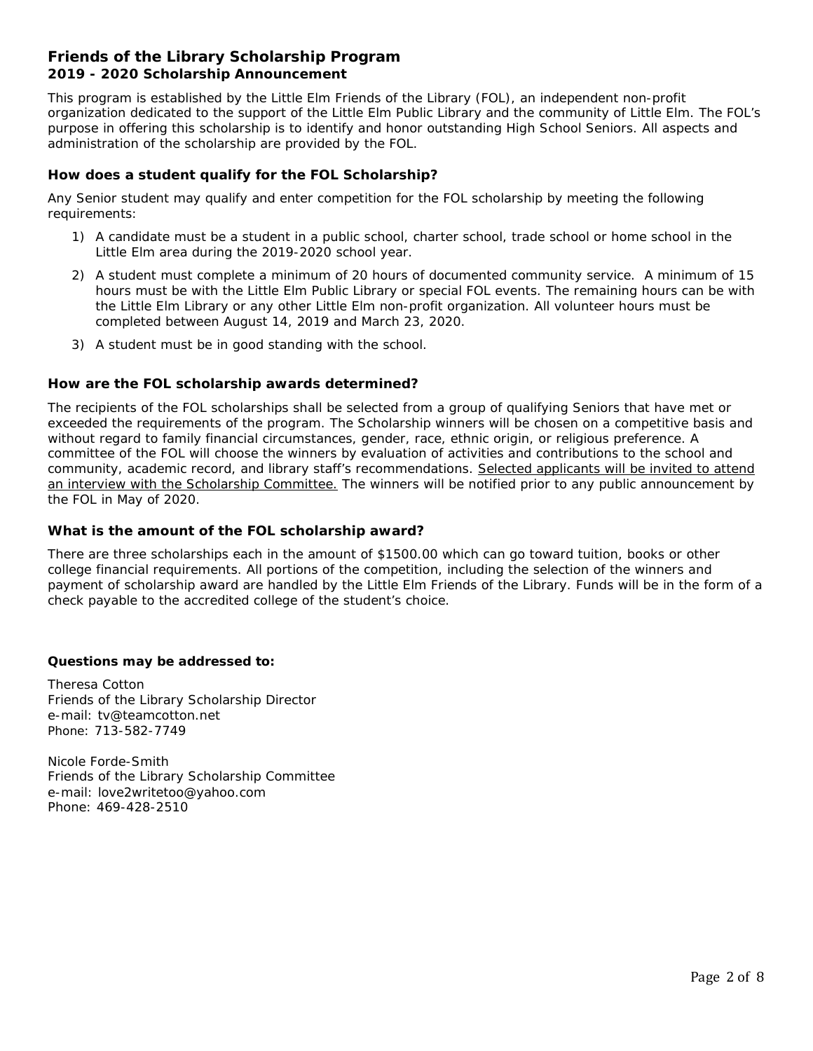## Friends of the Library Scholarship Program
### 2019 - 2020 Scholarship Announcement

This program is established by the Little Elm Friends of the Library (FOL), an independent non-profit organization dedicated to the support of the Little Elm Public Library and the community of Little Elm. The FOL's purpose in offering this scholarship is to identify and honor outstanding High School Seniors. All aspects and administration of the scholarship are provided by the FOL.

### How does a student qualify for the FOL Scholarship?

Any Senior student may qualify and enter competition for the FOL scholarship by meeting the following requirements:

1) A candidate must be a student in a public school, charter school, trade school or home school in the Little Elm area during the 2019-2020 school year.
2) A student must complete a minimum of 20 hours of documented community service. A minimum of 15 hours must be with the Little Elm Public Library or special FOL events. The remaining hours can be with the Little Elm Library or any other Little Elm non-profit organization. All volunteer hours must be completed between August 14, 2019 and March 23, 2020.
3) A student must be in good standing with the school.

### How are the FOL scholarship awards determined?

The recipients of the FOL scholarships shall be selected from a group of qualifying Seniors that have met or exceeded the requirements of the program. The Scholarship winners will be chosen on a competitive basis and without regard to family financial circumstances, gender, race, ethnic origin, or religious preference. A committee of the FOL will choose the winners by evaluation of activities and contributions to the school and community, academic record, and library staff's recommendations. <u>Selected applicants will be invited to attend an interview with the Scholarship Committee.</u> The winners will be notified prior to any public announcement by the FOL in May of 2020.

### What is the amount of the FOL scholarship award?

There are three scholarships each in the amount of $1500.00 which can go toward tuition, books or other college financial requirements. All portions of the competition, including the selection of the winners and payment of scholarship award are handled by the Little Elm Friends of the Library. Funds will be in the form of a check payable to the accredited college of the student's choice.

**Questions may be addressed to:**

Theresa Cotton
Friends of the Library Scholarship Director
e-mail: tv@teamcotton.net
Phone: 713-582-7749

Nicole Forde-Smith
Friends of the Library Scholarship Committee
e-mail: love2writetoo@yahoo.com
Phone: 469-428-2510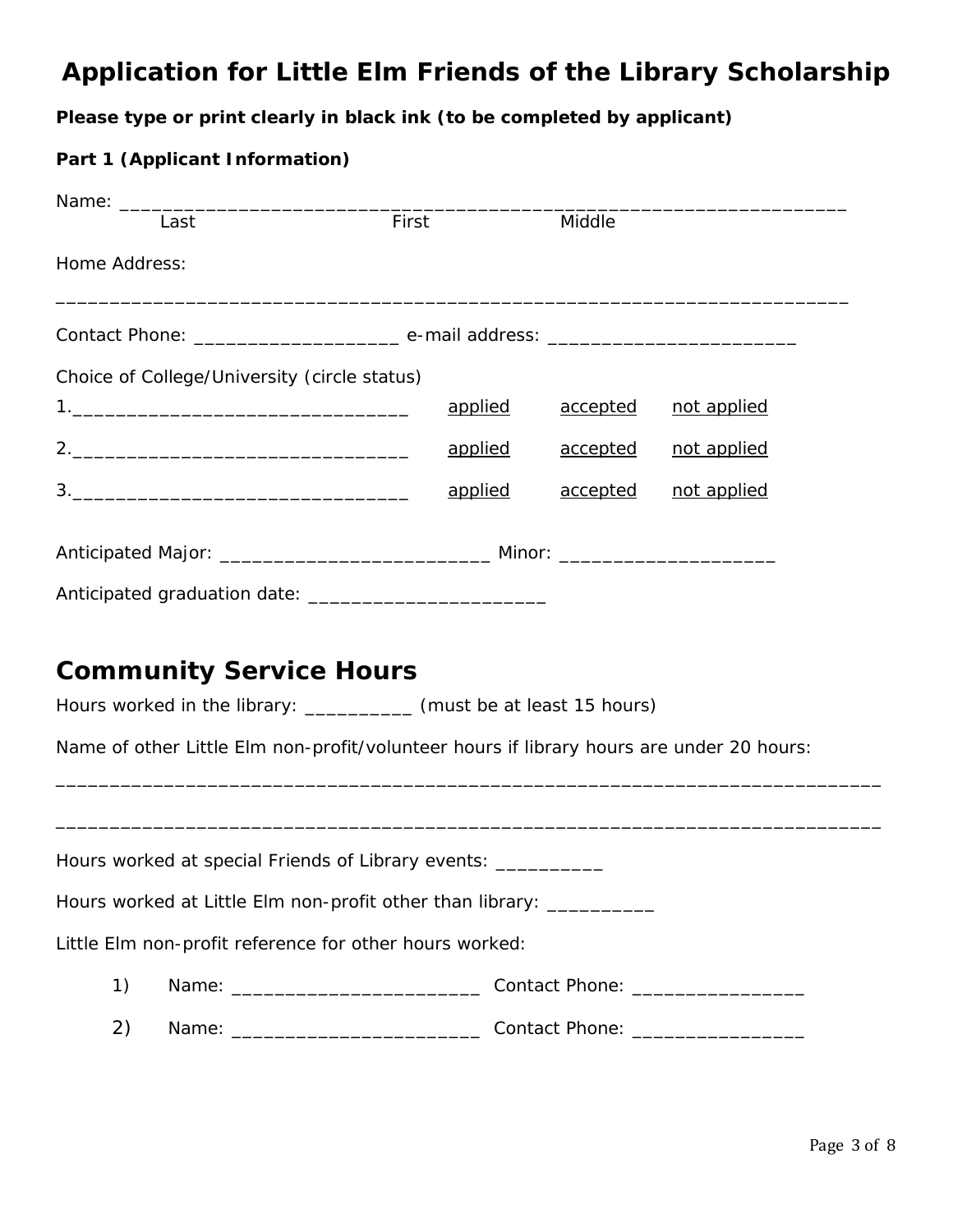# Application for Little Elm Friends of the Library Scholarship

**Please type or print clearly in black ink (to be completed by applicant)**

**Part 1 (Applicant Information)**

Name: ___________________________________________________________________________
Last First Middle

Home Address:

___________________________________________________________________________

Contact Phone: ___________________ e-mail address: ________________________

Choice of College/University (circle status)

1.________________________________ applied accepted not applied

2.________________________________ applied accepted not applied

3.________________________________ applied accepted not applied

Anticipated Major: _________________________ Minor: ____________________

Anticipated graduation date: ______________________

## Community Service Hours

Hours worked in the library: __________ (must be at least 15 hours)

Name of other Little Elm non-profit/volunteer hours if library hours are under 20 hours:

___________________________________________________________________________

___________________________________________________________________________

Hours worked at special Friends of Library events: __________

Hours worked at Little Elm non-profit other than library: __________

Little Elm non-profit reference for other hours worked:

1) Name: _______________________ Contact Phone: ________________

2) Name: _______________________ Contact Phone: ________________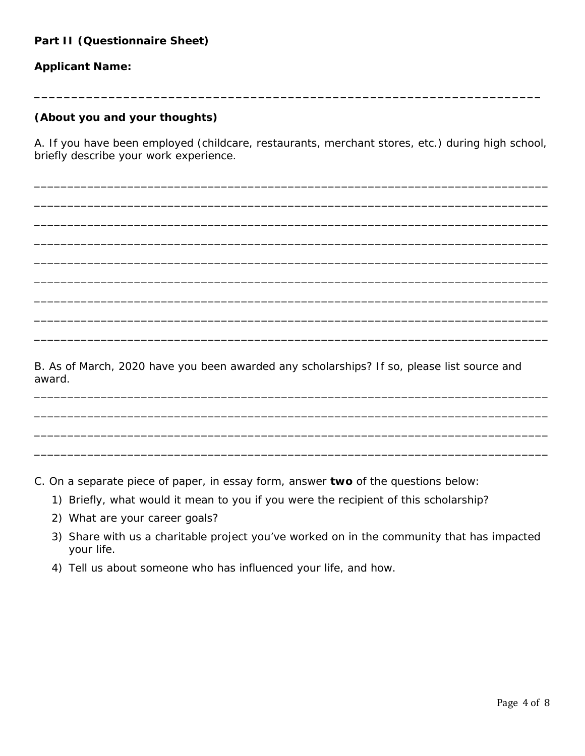**Part II (Questionnaire Sheet)**

**Applicant Name:**

___________________________________________________________________________

***(About you and your thoughts)***

A. If you have been employed (childcare, restaurants, merchant stores, etc.) during high school, briefly describe your work experience.

___________________________________________________________________________

___________________________________________________________________________

___________________________________________________________________________

___________________________________________________________________________

___________________________________________________________________________

___________________________________________________________________________

___________________________________________________________________________

___________________________________________________________________________

___________________________________________________________________________

B. As of March, 2020 have you been awarded any scholarships? If so, please list source and award.

___________________________________________________________________________

___________________________________________________________________________

___________________________________________________________________________

___________________________________________________________________________

C. On a separate piece of paper, in essay form, answer **two** of the questions below:

1) Briefly, what would it mean to you if you were the recipient of this scholarship?
2) What are your career goals?
3) Share with us a charitable project you've worked on in the community that has impacted your life.
4) Tell us about someone who has influenced your life, and how.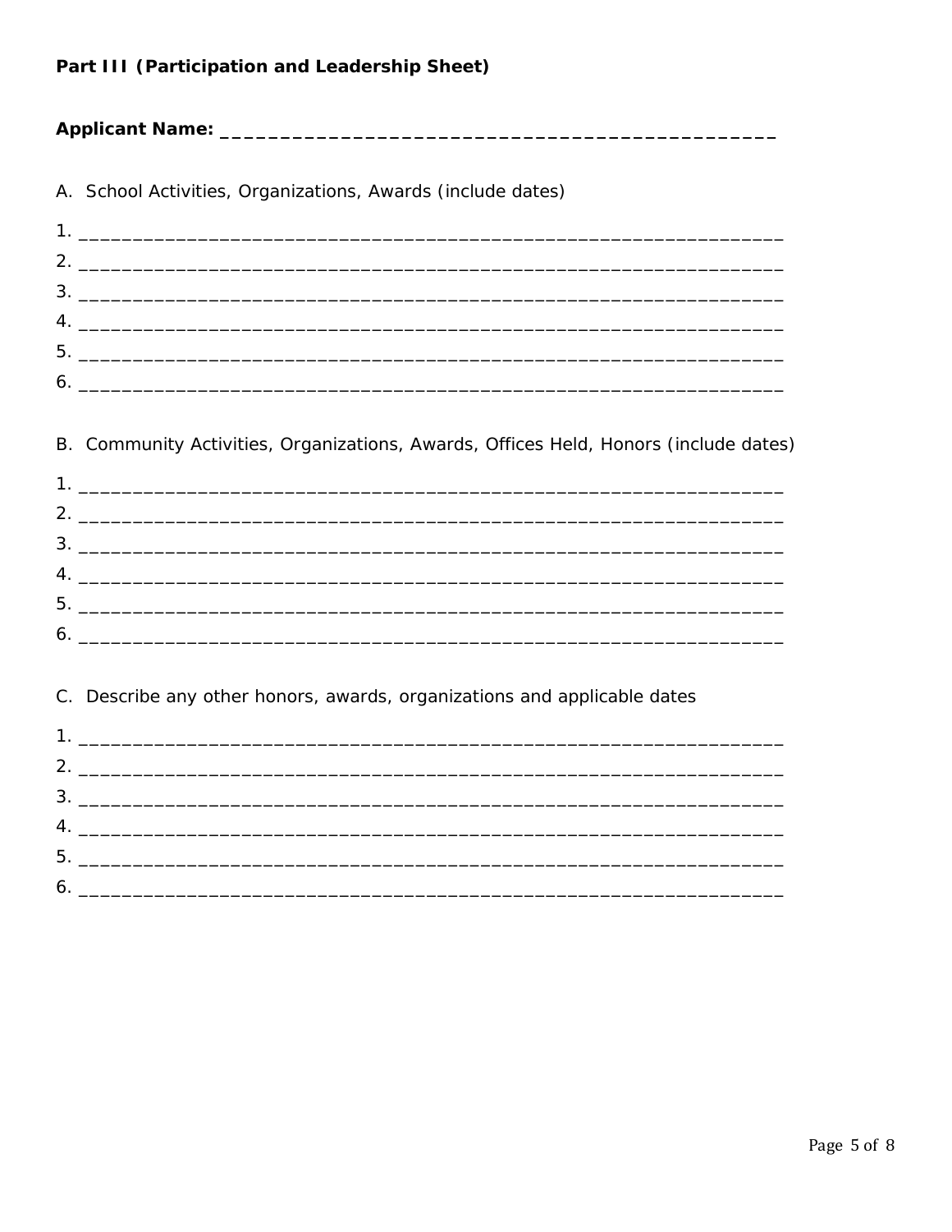**Part III (Participation and Leadership Sheet)**

**Applicant Name: _______________________________________________**

A. School Activities, Organizations, Awards (include dates)

1. _________________________________________________________________
2. _________________________________________________________________
3. _________________________________________________________________
4. _________________________________________________________________
5. _________________________________________________________________
6. _________________________________________________________________

B. Community Activities, Organizations, Awards, Offices Held, Honors (include dates)

1. _________________________________________________________________
2. _________________________________________________________________
3. _________________________________________________________________
4. _________________________________________________________________
5. _________________________________________________________________
6. _________________________________________________________________

C. Describe any other honors, awards, organizations and applicable dates

1. _________________________________________________________________
2. _________________________________________________________________
3. _________________________________________________________________
4. _________________________________________________________________
5. _________________________________________________________________
6. _________________________________________________________________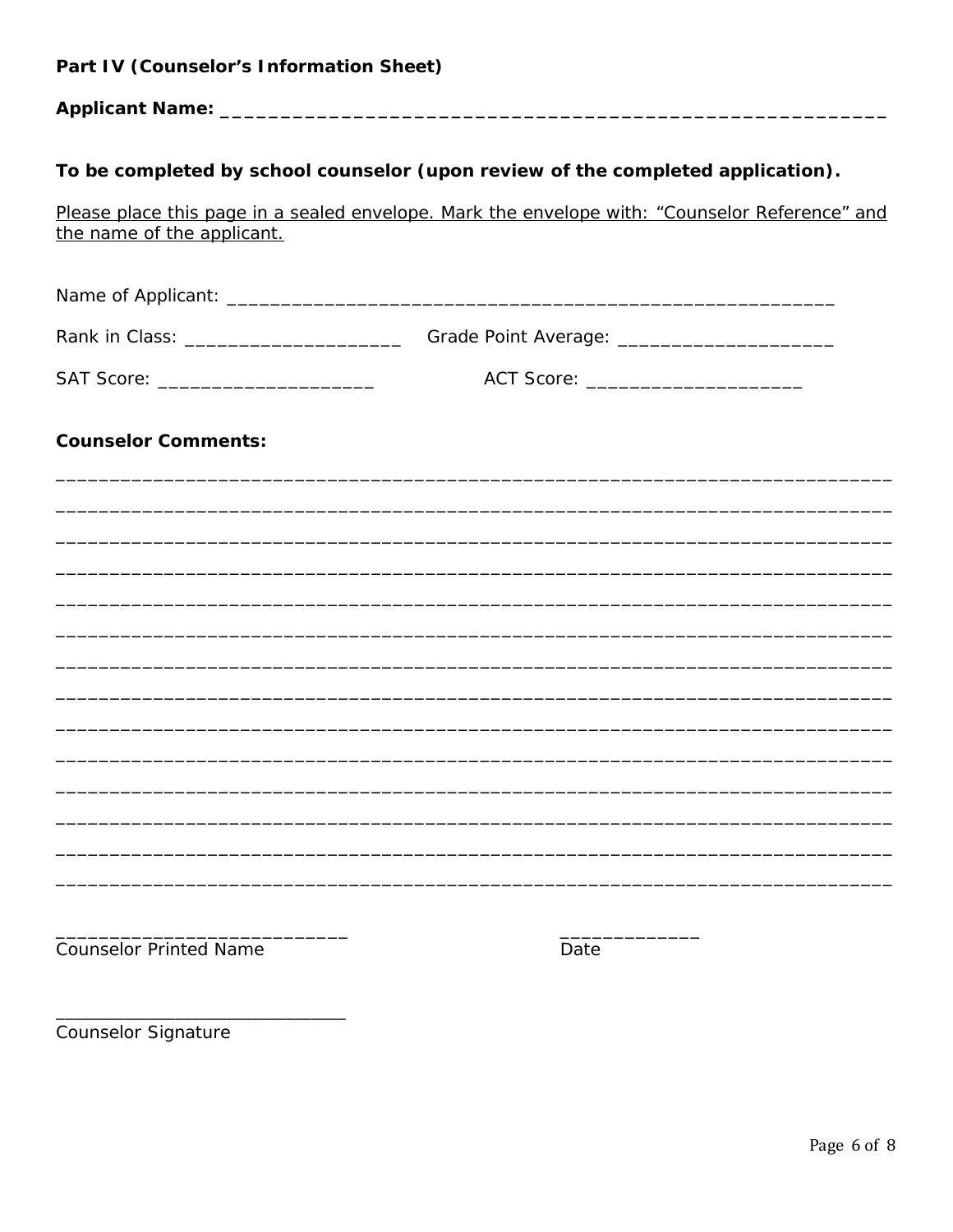**Part IV (Counselor's Information Sheet)**

**Applicant Name: ____________________________________________________________**

**To be completed by school counselor (upon review of the completed application).**

<u>Please place this page in a sealed envelope. Mark the envelope with: "Counselor Reference" and the name of the applicant.</u>

Name of Applicant: _______________________________________________________

Rank in Class: ____________________ Grade Point Average: ____________________

SAT Score: ____________________ ACT Score: ____________________

**Counselor Comments:**

___________________________________________________________________________

___________________________________________________________________________

___________________________________________________________________________

___________________________________________________________________________

___________________________________________________________________________

___________________________________________________________________________

___________________________________________________________________________

___________________________________________________________________________

___________________________________________________________________________

___________________________________________________________________________

___________________________________________________________________________

___________________________________________________________________________

___________________________________________________________________________

___________________________________________________________________________

____________________________ ____________
Counselor Printed Name Date

____________________________
Counselor Signature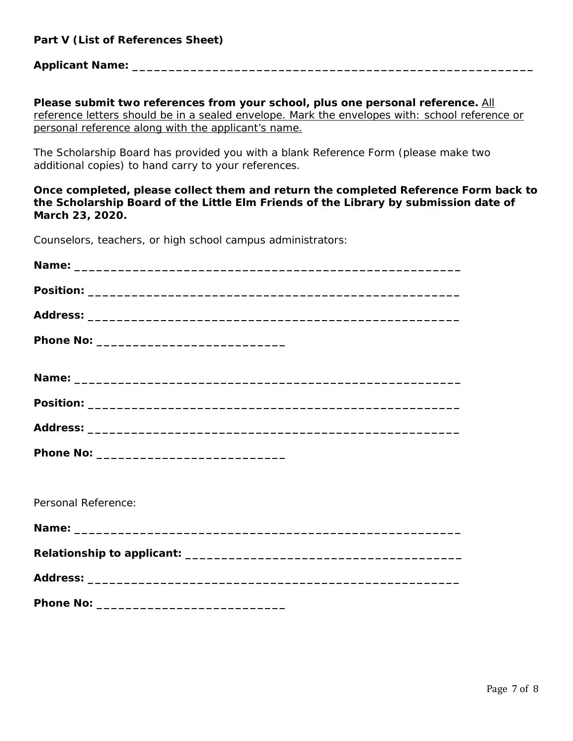**Part V (List of References Sheet)**

**Applicant Name:** ___________________________________________________________

**Please submit two references from your school, plus one personal reference.** <u>All reference letters should be in a sealed envelope. Mark the envelopes with: school reference or personal reference along with the applicant's name.</u>

The Scholarship Board has provided you with a blank Reference Form (please make two additional copies) to hand carry to your references.

**Once completed, please collect them and return the completed Reference Form back to the Scholarship Board of the Little Elm Friends of the Library by submission date of March 23, 2020.**

Counselors, teachers, or high school campus administrators:

**Name:** _______________________________________________________

**Position:** _____________________________________________________

**Address:** _____________________________________________________

**Phone No:** ___________________________

**Name:** _______________________________________________________

**Position:** _____________________________________________________

**Address:** _____________________________________________________

**Phone No:** ___________________________

Personal Reference:

**Name:** _______________________________________________________

**Relationship to applicant:** ______________________________________

**Address:** _____________________________________________________

**Phone No:** ___________________________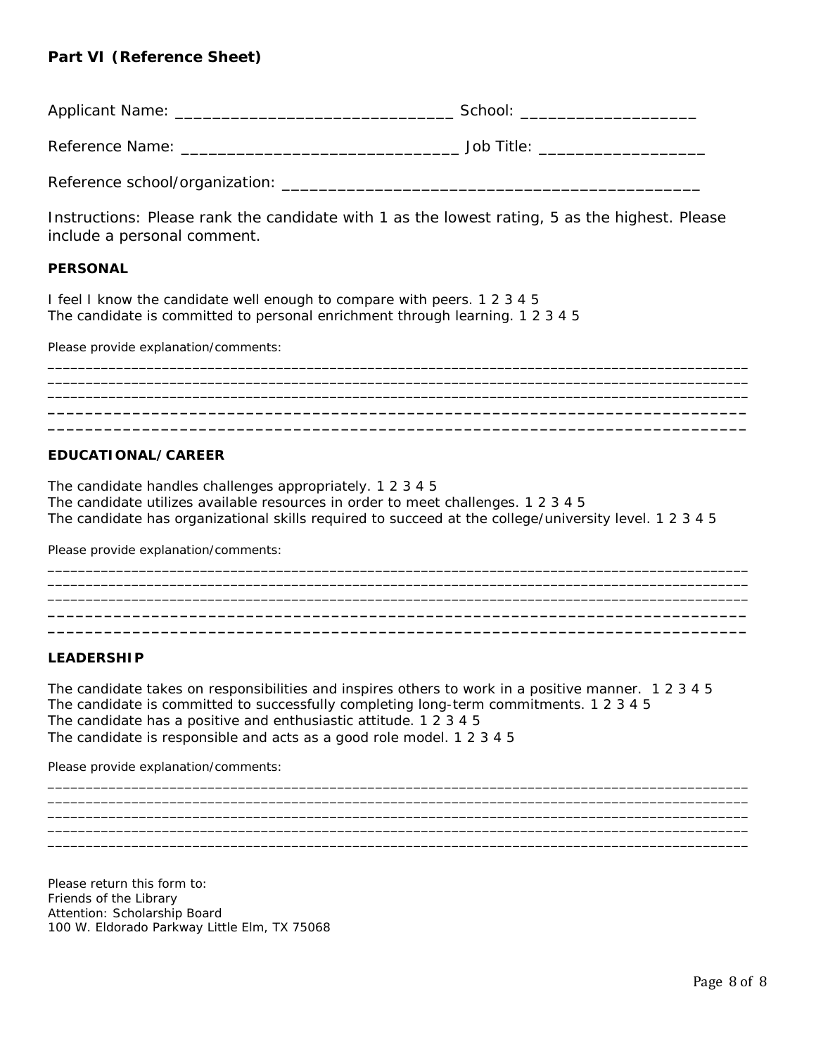**Part VI (Reference Sheet)**

Applicant Name: ______________________________ School: ___________________

Reference Name: ______________________________ Job Title: _________________

Reference school/organization: _____________________________________________

Instructions: Please rank the candidate with 1 as the lowest rating, 5 as the highest. Please include a personal comment.

**PERSONAL**

I feel I know the candidate well enough to compare with peers. 1 2 3 4 5
The candidate is committed to personal enrichment through learning. 1 2 3 4 5

Please provide explanation/comments:

___________________________________________________________________________________________
___________________________________________________________________________________________
___________________________________________________________________________________________
___________________________________________________________________________________________
___________________________________________________________________________________________

**EDUCATIONAL/CAREER**

The candidate handles challenges appropriately. 1 2 3 4 5
The candidate utilizes available resources in order to meet challenges. 1 2 3 4 5
The candidate has organizational skills required to succeed at the college/university level. 1 2 3 4 5

Please provide explanation/comments:

___________________________________________________________________________________________
___________________________________________________________________________________________
___________________________________________________________________________________________
___________________________________________________________________________________________
___________________________________________________________________________________________

**LEADERSHIP**

The candidate takes on responsibilities and inspires others to work in a positive manner. 1 2 3 4 5
The candidate is committed to successfully completing long-term commitments. 1 2 3 4 5
The candidate has a positive and enthusiastic attitude. 1 2 3 4 5
The candidate is responsible and acts as a good role model. 1 2 3 4 5

Please provide explanation/comments:

___________________________________________________________________________________________
___________________________________________________________________________________________
___________________________________________________________________________________________
___________________________________________________________________________________________
___________________________________________________________________________________________

Please return this form to:
Friends of the Library
Attention: Scholarship Board
100 W. Eldorado Parkway Little Elm, TX 75068